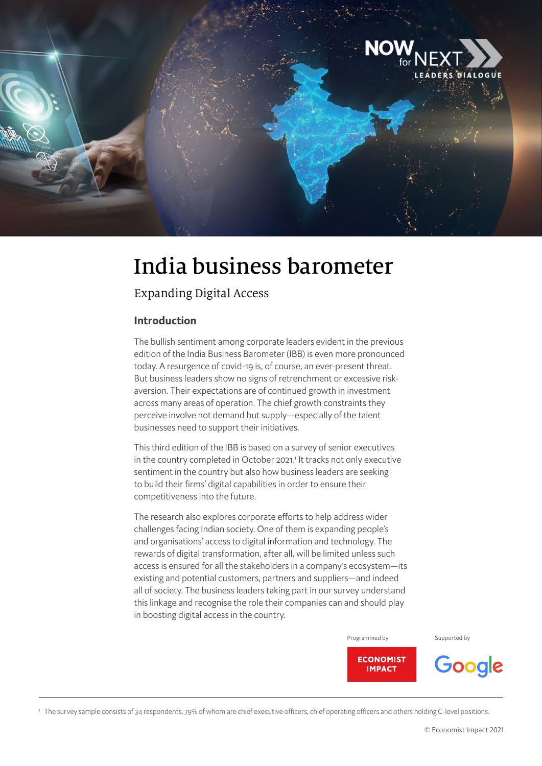# India business barometer

## Expanding Digital Access

### Introduction

The bullish sentiment among corporate leaders evident in the previous edition of the India Business Barometer (IBB) is even more pronounced today. A resurgence of covid-19 is, of course, an ever-present threat. But business leaders show no signs of retrenchment or excessive risk-aversion. Their expectations are of continued growth in investment across many areas of operation. The chief growth constraints they perceive involve not demand but supply—especially of the talent businesses need to support their initiatives.

This third edition of the IBB is based on a survey of senior executives in the country completed in October 2021.[1] It tracks not only executive sentiment in the country but also how business leaders are seeking to build their firms' digital capabilities in order to ensure their competitiveness into the future.

The research also explores corporate efforts to help address wider challenges facing Indian society. One of them is expanding people's and organisations' access to digital information and technology. The rewards of digital transformation, after all, will be limited unless such access is ensured for all the stakeholders in a company's ecosystem—its existing and potential customers, partners and suppliers—and indeed all of society. The business leaders taking part in our survey understand this linkage and recognise the role their companies can and should play in boosting digital access in the country.

Programmed by ECONOMIST IMPACT

Supported by Google

[1] The survey sample consists of 34 respondents, 79% of whom are chief executive officers, chief operating officers and others holding C-level positions.

© Economist Impact 2021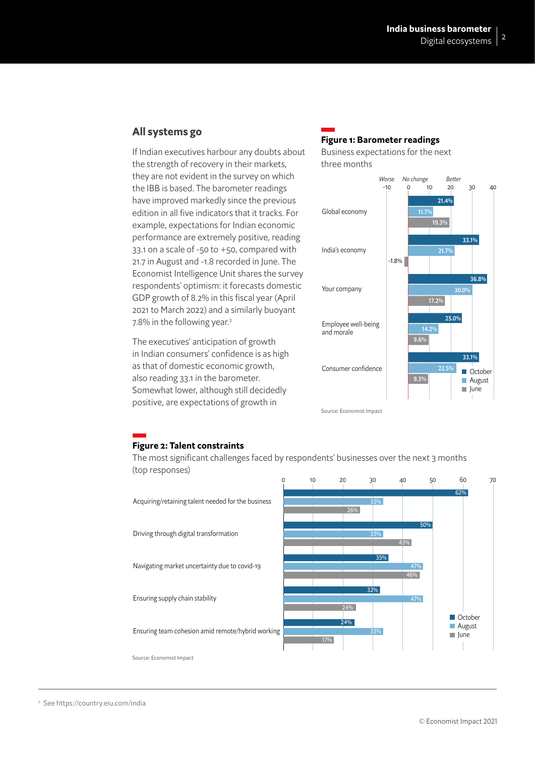## All systems go

If Indian executives harbour any doubts about the strength of recovery in their markets, they are not evident in the survey on which the IBB is based. The barometer readings have improved markedly since the previous edition in all five indicators that it tracks. For example, expectations for Indian economic performance are extremely positive, reading 33.1 on a scale of -50 to +50, compared with 21.7 in August and -1.8 recorded in June. The Economist Intelligence Unit shares the survey respondents' optimism: it forecasts domestic GDP growth of 8.2% in this fiscal year (April 2021 to March 2022) and a similarly buoyant 7.8% in the following year.[2]

The executives' anticipation of growth in Indian consumers' confidence is as high as that of domestic economic growth, also reading 33.1 in the barometer. Somewhat lower, although still decidedly positive, are expectations of growth in

**Figure 1: Barometer readings**

Business expectations for the next three months

| | October | August | June |
|---|---|---|---|
| Global economy | 21.4% | 11.7% | 19.3% |
| India's economy | 33.1% | 21.7% | -1.8% |
| Your company | 36.8% | 30.0% | 17.2% |
| Employee well-being and morale | 25.0% | 14.2% | 9.6% |
| Consumer confidence | 33.1% | 22.5% | 9.3% |

Source: Economist Impact

**Figure 2: Talent constraints**

The most significant challenges faced by respondents' businesses over the next 3 months (top responses)

| | October | August | June |
|---|---|---|---|
| Acquiring/retaining talent needed for the business | 62% | 33% | 26% |
| Driving through digital transformation | 50% | 33% | 43% |
| Navigating market uncertainty due to covid-19 | 35% | 47% | 46% |
| Ensuring supply chain stability | 32% | 47% | 24% |
| Ensuring team cohesion amid remote/hybrid working | 24% | 33% | 17% |

Source: Economist Impact

[2] See https://country.eiu.com/india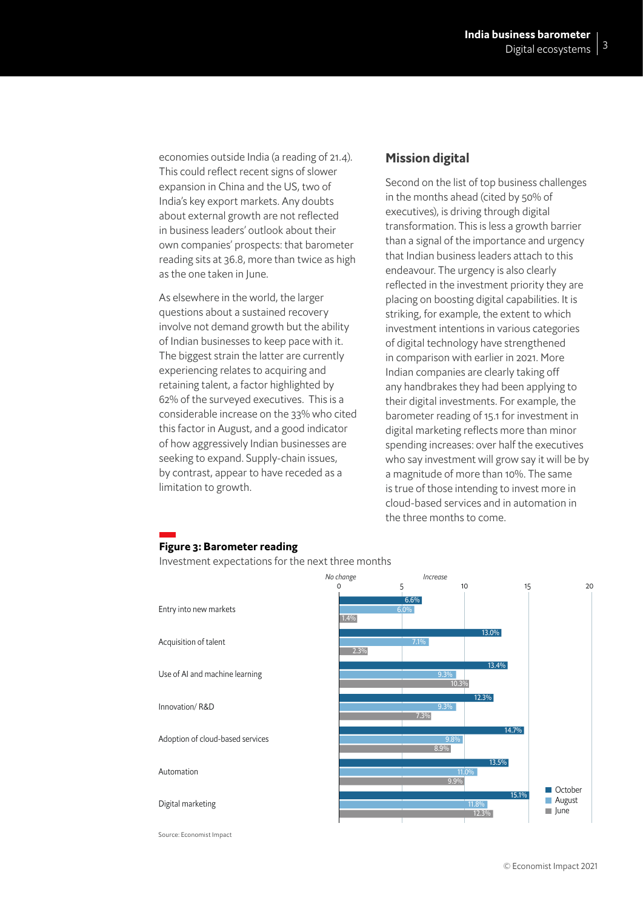economies outside India (a reading of 21.4). This could reflect recent signs of slower expansion in China and the US, two of India's key export markets. Any doubts about external growth are not reflected in business leaders' outlook about their own companies' prospects: that barometer reading sits at 36.8, more than twice as high as the one taken in June.

As elsewhere in the world, the larger questions about a sustained recovery involve not demand growth but the ability of Indian businesses to keep pace with it. The biggest strain the latter are currently experiencing relates to acquiring and retaining talent, a factor highlighted by 62% of the surveyed executives. This is a considerable increase on the 33% who cited this factor in August, and a good indicator of how aggressively Indian businesses are seeking to expand. Supply-chain issues, by contrast, appear to have receded as a limitation to growth.

## Mission digital

Second on the list of top business challenges in the months ahead (cited by 50% of executives), is driving through digital transformation. This is less a growth barrier than a signal of the importance and urgency that Indian business leaders attach to this endeavour. The urgency is also clearly reflected in the investment priority they are placing on boosting digital capabilities. It is striking, for example, the extent to which investment intentions in various categories of digital technology have strengthened in comparison with earlier in 2021. More Indian companies are clearly taking off any handbrakes they had been applying to their digital investments. For example, the barometer reading of 15.1 for investment in digital marketing reflects more than minor spending increases: over half the executives who say investment will grow say it will be by a magnitude of more than 10%. The same is true of those intending to invest more in cloud-based services and in automation in the three months to come.

**Figure 3: Barometer reading**

Investment expectations for the next three months

(Scale: 0 = No change; higher = Increase)

| | October | August | June |
|---|---|---|---|
| Entry into new markets | 6.6% | 6.0% | 1.4% |
| Acquisition of talent | 13.0% | 7.1% | 2.3% |
| Use of AI and machine learning | 13.4% | 9.3% | 10.3% |
| Innovation/ R&D | 12.3% | 9.3% | 7.3% |
| Adoption of cloud-based services | 14.7% | 9.8% | 8.9% |
| Automation | 13.5% | 11.0% | 9.9% |
| Digital marketing | 15.1% | 11.8% | 12.3% |

Source: Economist Impact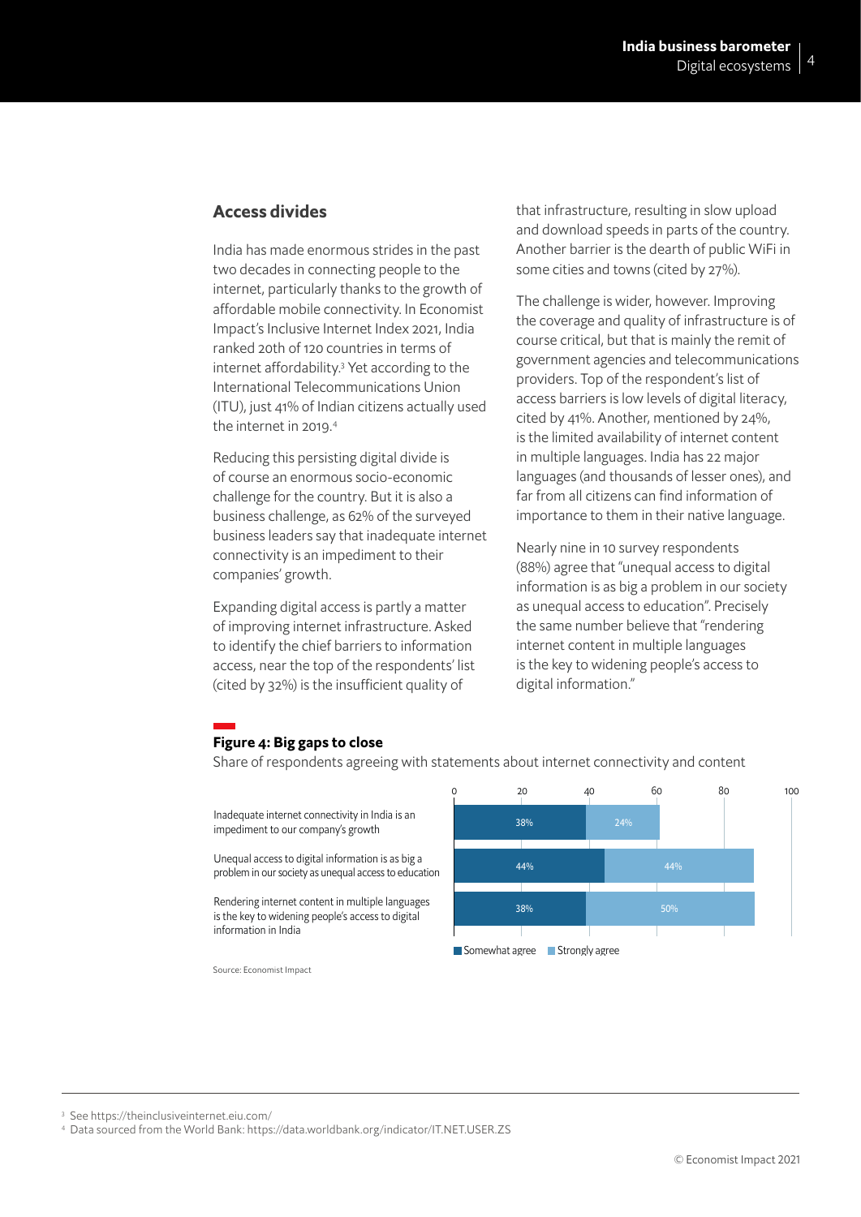## Access divides

India has made enormous strides in the past two decades in connecting people to the internet, particularly thanks to the growth of affordable mobile connectivity. In Economist Impact's Inclusive Internet Index 2021, India ranked 20th of 120 countries in terms of internet affordability.[3] Yet according to the International Telecommunications Union (ITU), just 41% of Indian citizens actually used the internet in 2019.[4]

Reducing this persisting digital divide is of course an enormous socio-economic challenge for the country. But it is also a business challenge, as 62% of the surveyed business leaders say that inadequate internet connectivity is an impediment to their companies' growth.

Expanding digital access is partly a matter of improving internet infrastructure. Asked to identify the chief barriers to information access, near the top of the respondents' list (cited by 32%) is the insufficient quality of that infrastructure, resulting in slow upload and download speeds in parts of the country. Another barrier is the dearth of public WiFi in some cities and towns (cited by 27%).

The challenge is wider, however. Improving the coverage and quality of infrastructure is of course critical, but that is mainly the remit of government agencies and telecommunications providers. Top of the respondent's list of access barriers is low levels of digital literacy, cited by 41%. Another, mentioned by 24%, is the limited availability of internet content in multiple languages. India has 22 major languages (and thousands of lesser ones), and far from all citizens can find information of importance to them in their native language.

Nearly nine in 10 survey respondents (88%) agree that "unequal access to digital information is as big a problem in our society as unequal access to education". Precisely the same number believe that "rendering internet content in multiple languages is the key to widening people's access to digital information."

**Figure 4: Big gaps to close**

Share of respondents agreeing with statements about internet connectivity and content

| Statement | Somewhat agree | Strongly agree |
| --- | --- | --- |
| Inadequate internet connectivity in India is an impediment to our company's growth | 38% | 24% |
| Unequal access to digital information is as big a problem in our society as unequal access to education | 44% | 44% |
| Rendering internet content in multiple languages is the key to widening people's access to digital information in India | 38% | 50% |

Source: Economist Impact

[3] See https://theinclusiveinternet.eiu.com/

[4] Data sourced from the World Bank: https://data.worldbank.org/indicator/IT.NET.USER.ZS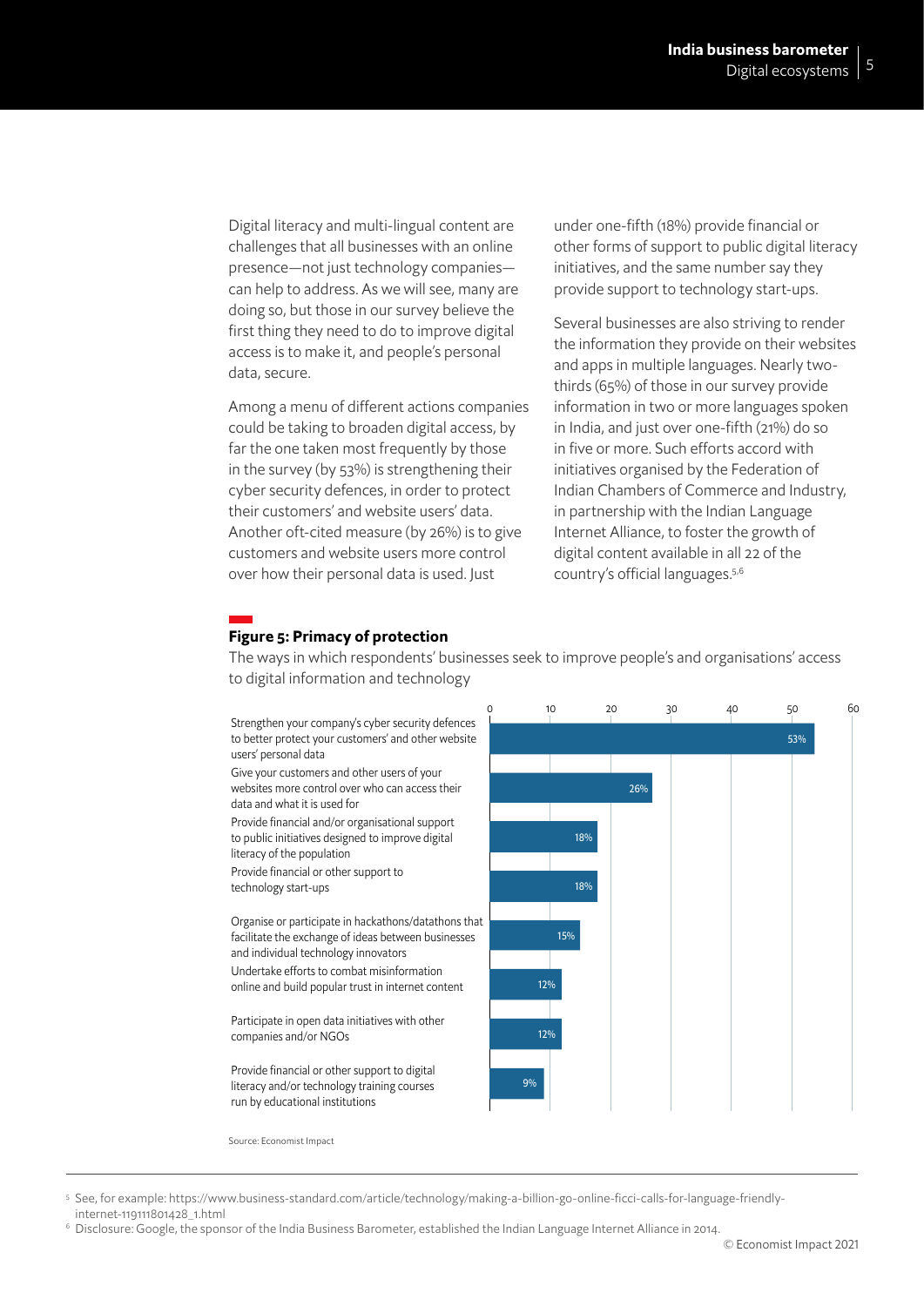Digital literacy and multi-lingual content are challenges that all businesses with an online presence—not just technology companies—can help to address. As we will see, many are doing so, but those in our survey believe the first thing they need to do to improve digital access is to make it, and people's personal data, secure.

Among a menu of different actions companies could be taking to broaden digital access, by far the one taken most frequently by those in the survey (by 53%) is strengthening their cyber security defences, in order to protect their customers' and website users' data. Another oft-cited measure (by 26%) is to give customers and website users more control over how their personal data is used. Just under one-fifth (18%) provide financial or other forms of support to public digital literacy initiatives, and the same number say they provide support to technology start-ups.

Several businesses are also striving to render the information they provide on their websites and apps in multiple languages. Nearly two-thirds (65%) of those in our survey provide information in two or more languages spoken in India, and just over one-fifth (21%) do so in five or more. Such efforts accord with initiatives organised by the Federation of Indian Chambers of Commerce and Industry, in partnership with the Indian Language Internet Alliance, to foster the growth of digital content available in all 22 of the country's official languages.[5,6]

**Figure 5: Primacy of protection**

The ways in which respondents' businesses seek to improve people's and organisations' access to digital information and technology

| Action | % |
|---|---|
| Strengthen your company's cyber security defences to better protect your customers' and other website users' personal data | 53% |
| Give your customers and other users of your websites more control over who can access their data and what it is used for | 26% |
| Provide financial and/or organisational support to public initiatives designed to improve digital literacy of the population | 18% |
| Provide financial or other support to technology start-ups | 18% |
| Organise or participate in hackathons/datathons that facilitate the exchange of ideas between businesses and individual technology innovators | 15% |
| Undertake efforts to combat misinformation online and build popular trust in internet content | 12% |
| Participate in open data initiatives with other companies and/or NGOs | 12% |
| Provide financial or other support to digital literacy and/or technology training courses run by educational institutions | 9% |

Source: Economist Impact

[5] See, for example: https://www.business-standard.com/article/technology/making-a-billion-go-online-ficci-calls-for-language-friendly-internet-119111801428_1.html

[6] Disclosure: Google, the sponsor of the India Business Barometer, established the Indian Language Internet Alliance in 2014.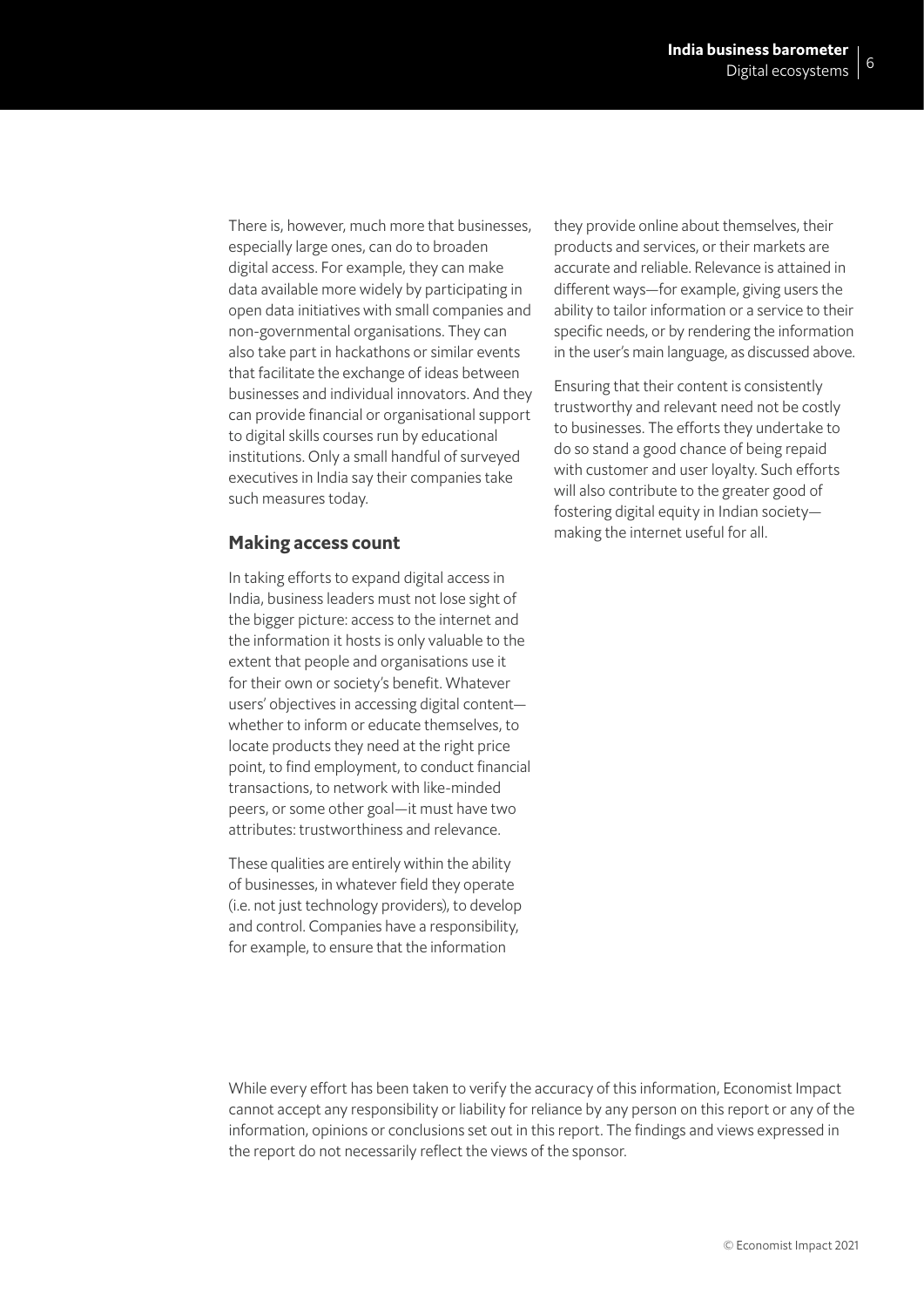There is, however, much more that businesses, especially large ones, can do to broaden digital access. For example, they can make data available more widely by participating in open data initiatives with small companies and non-governmental organisations. They can also take part in hackathons or similar events that facilitate the exchange of ideas between businesses and individual innovators. And they can provide financial or organisational support to digital skills courses run by educational institutions. Only a small handful of surveyed executives in India say their companies take such measures today.

## Making access count

In taking efforts to expand digital access in India, business leaders must not lose sight of the bigger picture: access to the internet and the information it hosts is only valuable to the extent that people and organisations use it for their own or society's benefit. Whatever users' objectives in accessing digital content—whether to inform or educate themselves, to locate products they need at the right price point, to find employment, to conduct financial transactions, to network with like-minded peers, or some other goal—it must have two attributes: trustworthiness and relevance.

These qualities are entirely within the ability of businesses, in whatever field they operate (i.e. not just technology providers), to develop and control. Companies have a responsibility, for example, to ensure that the information they provide online about themselves, their products and services, or their markets are accurate and reliable. Relevance is attained in different ways—for example, giving users the ability to tailor information or a service to their specific needs, or by rendering the information in the user's main language, as discussed above.

Ensuring that their content is consistently trustworthy and relevant need not be costly to businesses. The efforts they undertake to do so stand a good chance of being repaid with customer and user loyalty. Such efforts will also contribute to the greater good of fostering digital equity in Indian society—making the internet useful for all.

While every effort has been taken to verify the accuracy of this information, Economist Impact cannot accept any responsibility or liability for reliance by any person on this report or any of the information, opinions or conclusions set out in this report. The findings and views expressed in the report do not necessarily reflect the views of the sponsor.

© Economist Impact 2021